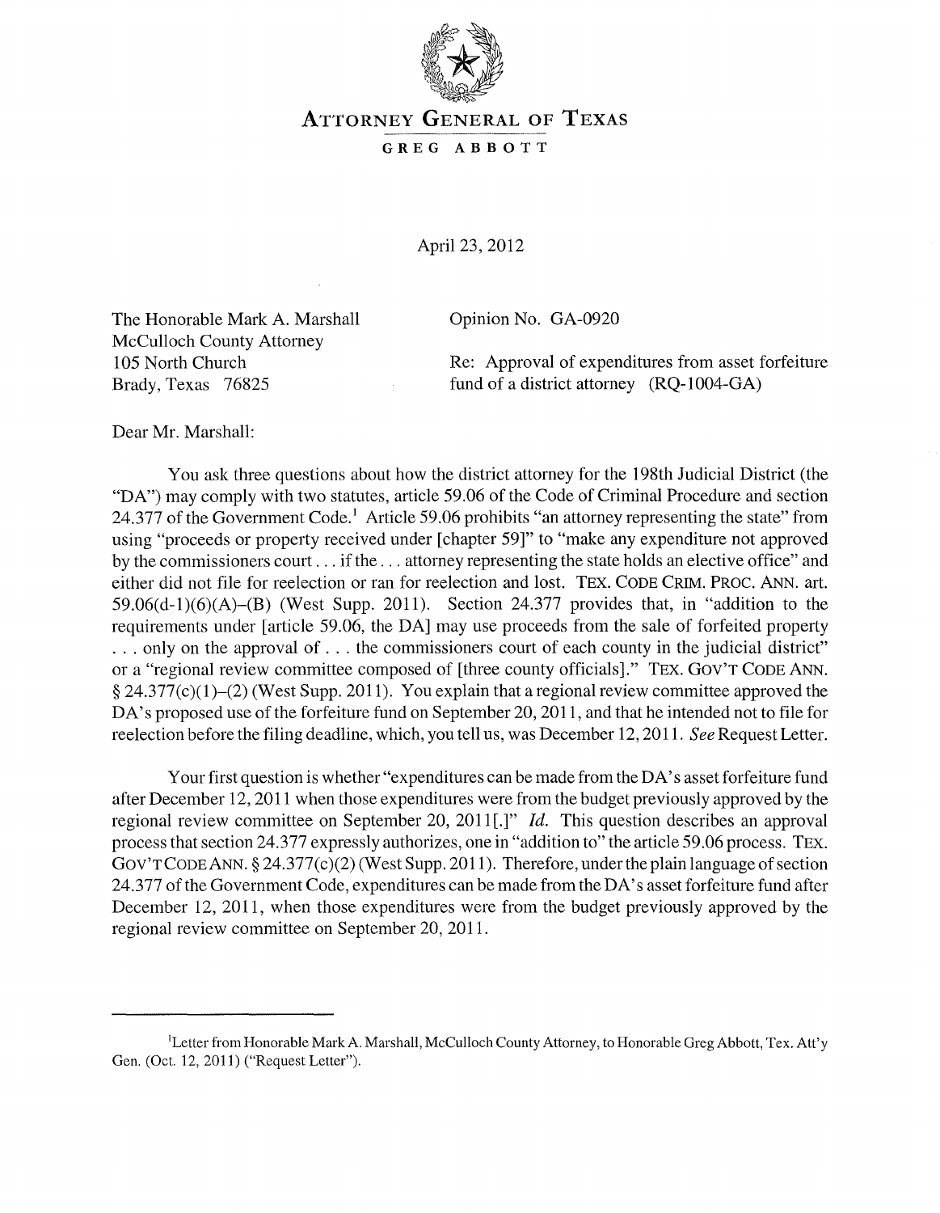# ATTORNEY GENERAL OF TEXAS

**GREG ABBOTT**

April 23, 2012

The Honorable Mark A. Marshall
McCulloch County Attorney
105 North Church
Brady, Texas 76825

Opinion No. GA-0920

Re: Approval of expenditures from asset forfeiture fund of a district attorney (RQ-1004-GA)

Dear Mr. Marshall:

You ask three questions about how the district attorney for the 198th Judicial District (the "DA") may comply with two statutes, article 59.06 of the Code of Criminal Procedure and section 24.377 of the Government Code.[1] Article 59.06 prohibits "an attorney representing the state" from using "proceeds or property received under [chapter 59]" to "make any expenditure not approved by the commissioners court . . . if the . . . attorney representing the state holds an elective office" and either did not file for reelection or ran for reelection and lost. TEX. CODE CRIM. PROC. ANN. art. 59.06(d-1)(6)(A)–(B) (West Supp. 2011). Section 24.377 provides that, in "addition to the requirements under [article 59.06, the DA] may use proceeds from the sale of forfeited property . . . only on the approval of . . . the commissioners court of each county in the judicial district" or a "regional review committee composed of [three county officials]." TEX. GOV'T CODE ANN. § 24.377(c)(1)–(2) (West Supp. 2011). You explain that a regional review committee approved the DA's proposed use of the forfeiture fund on September 20, 2011, and that he intended not to file for reelection before the filing deadline, which, you tell us, was December 12, 2011. *See* Request Letter.

Your first question is whether "expenditures can be made from the DA's asset forfeiture fund after December 12, 2011 when those expenditures were from the budget previously approved by the regional review committee on September 20, 2011[.]" *Id.* This question describes an approval process that section 24.377 expressly authorizes, one in "addition to" the article 59.06 process. TEX. GOV'T CODE ANN. § 24.377(c)(2) (West Supp. 2011). Therefore, under the plain language of section 24.377 of the Government Code, expenditures can be made from the DA's asset forfeiture fund after December 12, 2011, when those expenditures were from the budget previously approved by the regional review committee on September 20, 2011.

---

[1]Letter from Honorable Mark A. Marshall, McCulloch County Attorney, to Honorable Greg Abbott, Tex. Att'y Gen. (Oct. 12, 2011) ("Request Letter").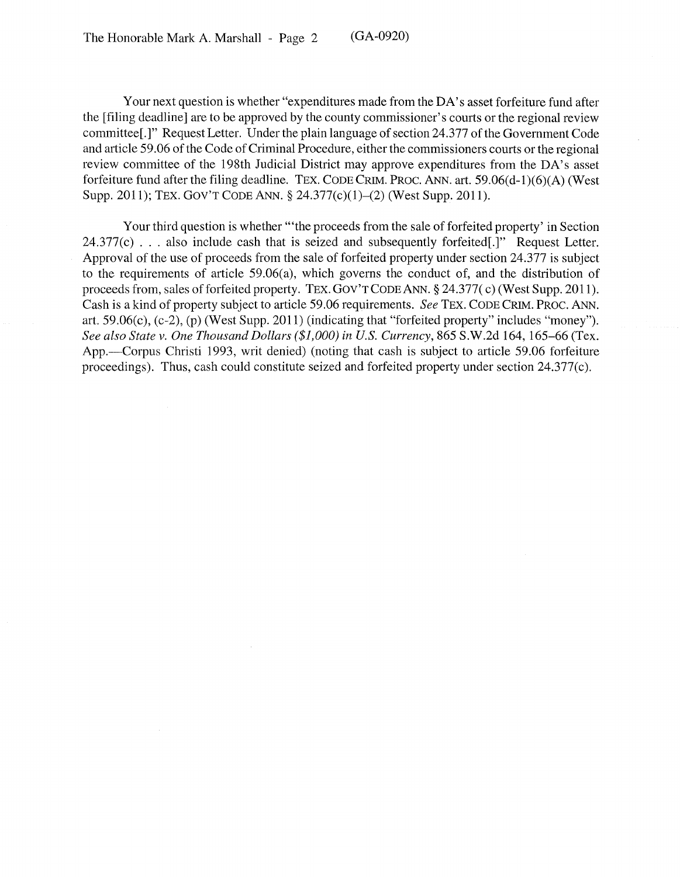Your next question is whether "expenditures made from the DA's asset forfeiture fund after the [filing deadline] are to be approved by the county commissioner's courts or the regional review committee[.]" Request Letter. Under the plain language of section 24.377 of the Government Code and article 59.06 of the Code of Criminal Procedure, either the commissioners courts or the regional review committee of the 198th Judicial District may approve expenditures from the DA's asset forfeiture fund after the filing deadline. TEX. CODE CRIM. PROC. ANN. art. 59.06(d-1)(6)(A) (West Supp. 2011); TEX. GOV'T CODE ANN. § 24.377(c)(1)–(2) (West Supp. 2011).

Your third question is whether "'the proceeds from the sale of forfeited property' in Section 24.377(c) . . . also include cash that is seized and subsequently forfeited[.]" Request Letter. Approval of the use of proceeds from the sale of forfeited property under section 24.377 is subject to the requirements of article 59.06(a), which governs the conduct of, and the distribution of proceeds from, sales of forfeited property. TEX. GOV'T CODE ANN. § 24.377( c) (West Supp. 2011). Cash is a kind of property subject to article 59.06 requirements. *See* TEX. CODE CRIM. PROC. ANN. art. 59.06(c), (c-2), (p) (West Supp. 2011) (indicating that "forfeited property" includes "money"). *See also State v. One Thousand Dollars ($1,000) in U.S. Currency*, 865 S.W.2d 164, 165–66 (Tex. App.—Corpus Christi 1993, writ denied) (noting that cash is subject to article 59.06 forfeiture proceedings). Thus, cash could constitute seized and forfeited property under section 24.377(c).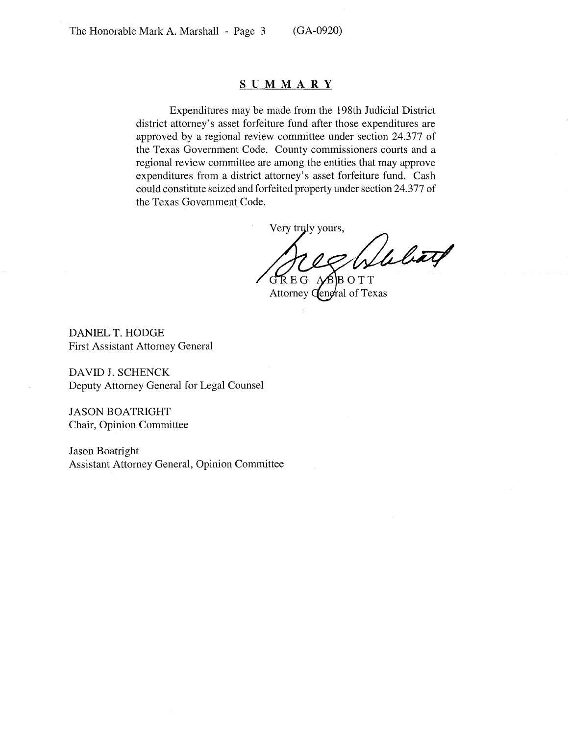## SUMMARY

Expenditures may be made from the 198th Judicial District district attorney's asset forfeiture fund after those expenditures are approved by a regional review committee under section 24.377 of the Texas Government Code. County commissioners courts and a regional review committee are among the entities that may approve expenditures from a district attorney's asset forfeiture fund. Cash could constitute seized and forfeited property under section 24.377 of the Texas Government Code.

Very truly yours,

GREG ABBOTT
Attorney General of Texas

DANIEL T. HODGE
First Assistant Attorney General

DAVID J. SCHENCK
Deputy Attorney General for Legal Counsel

JASON BOATRIGHT
Chair, Opinion Committee

Jason Boatright
Assistant Attorney General, Opinion Committee